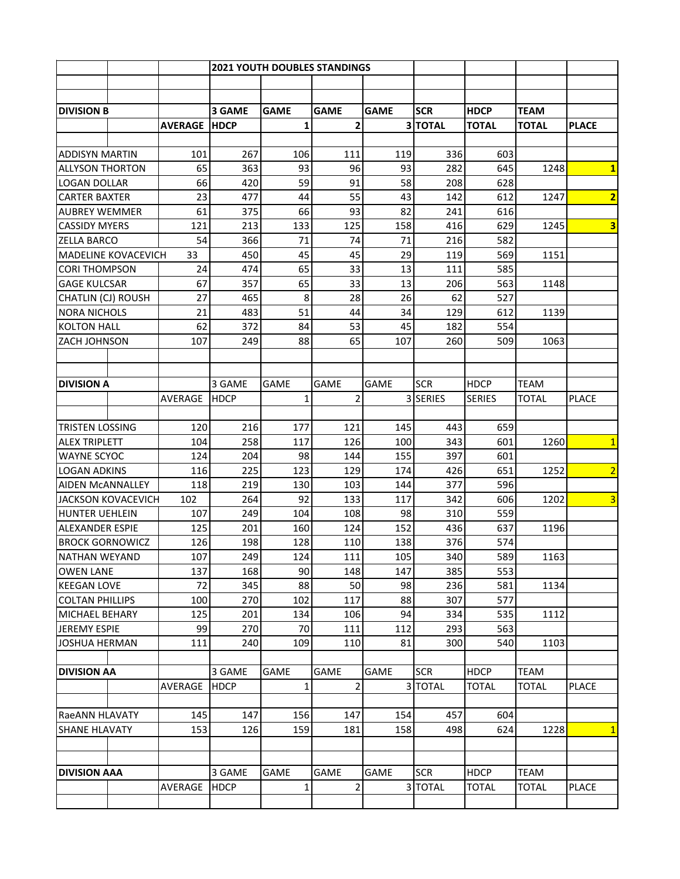# 2021 YOUTH DOUBLES STANDINGS

| DIVISION B | AVERAGE | 3 GAME HDCP | GAME 1 | GAME 2 | GAME 3 | SCR TOTAL | HDCP TOTAL | TEAM TOTAL | PLACE |
|---|---|---|---|---|---|---|---|---|---|
| ADDISYN MARTIN | 101 | 267 | 106 | 111 | 119 | 336 | 603 | | |
| ALLYSON THORTON | 65 | 363 | 93 | 96 | 93 | 282 | 645 | 1248 | 1 |
| LOGAN DOLLAR | 66 | 420 | 59 | 91 | 58 | 208 | 628 | | |
| CARTER BAXTER | 23 | 477 | 44 | 55 | 43 | 142 | 612 | 1247 | 2 |
| AUBREY WEMMER | 61 | 375 | 66 | 93 | 82 | 241 | 616 | | |
| CASSIDY MYERS | 121 | 213 | 133 | 125 | 158 | 416 | 629 | 1245 | 3 |
| ZELLA BARCO | 54 | 366 | 71 | 74 | 71 | 216 | 582 | | |
| MADELINE KOVACEVICH | 33 | 450 | 45 | 45 | 29 | 119 | 569 | 1151 | |
| CORI THOMPSON | 24 | 474 | 65 | 33 | 13 | 111 | 585 | | |
| GAGE KULCSAR | 67 | 357 | 65 | 33 | 13 | 206 | 563 | 1148 | |
| CHATLIN (CJ) ROUSH | 27 | 465 | 8 | 28 | 26 | 62 | 527 | | |
| NORA NICHOLS | 21 | 483 | 51 | 44 | 34 | 129 | 612 | 1139 | |
| KOLTON HALL | 62 | 372 | 84 | 53 | 45 | 182 | 554 | | |
| ZACH JOHNSON | 107 | 249 | 88 | 65 | 107 | 260 | 509 | 1063 | |

| DIVISION A | AVERAGE | 3 GAME HDCP | GAME 1 | GAME 2 | GAME 3 | SCR SERIES | HDCP SERIES | TEAM TOTAL | PLACE |
|---|---|---|---|---|---|---|---|---|---|
| TRISTEN LOSSING | 120 | 216 | 177 | 121 | 145 | 443 | 659 | | |
| ALEX TRIPLETT | 104 | 258 | 117 | 126 | 100 | 343 | 601 | 1260 | 1 |
| WAYNE SCYOC | 124 | 204 | 98 | 144 | 155 | 397 | 601 | | |
| LOGAN ADKINS | 116 | 225 | 123 | 129 | 174 | 426 | 651 | 1252 | 2 |
| AIDEN McANNALLEY | 118 | 219 | 130 | 103 | 144 | 377 | 596 | | |
| JACKSON KOVACEVICH | 102 | 264 | 92 | 133 | 117 | 342 | 606 | 1202 | 3 |
| HUNTER UEHLEIN | 107 | 249 | 104 | 108 | 98 | 310 | 559 | | |
| ALEXANDER ESPIE | 125 | 201 | 160 | 124 | 152 | 436 | 637 | 1196 | |
| BROCK GORNOWICZ | 126 | 198 | 128 | 110 | 138 | 376 | 574 | | |
| NATHAN WEYAND | 107 | 249 | 124 | 111 | 105 | 340 | 589 | 1163 | |
| OWEN LANE | 137 | 168 | 90 | 148 | 147 | 385 | 553 | | |
| KEEGAN LOVE | 72 | 345 | 88 | 50 | 98 | 236 | 581 | 1134 | |
| COLTAN PHILLIPS | 100 | 270 | 102 | 117 | 88 | 307 | 577 | | |
| MICHAEL BEHARY | 125 | 201 | 134 | 106 | 94 | 334 | 535 | 1112 | |
| JEREMY ESPIE | 99 | 270 | 70 | 111 | 112 | 293 | 563 | | |
| JOSHUA HERMAN | 111 | 240 | 109 | 110 | 81 | 300 | 540 | 1103 | |

| DIVISION AA | AVERAGE | 3 GAME HDCP | GAME 1 | GAME 2 | GAME 3 | SCR TOTAL | HDCP TOTAL | TEAM TOTAL | PLACE |
|---|---|---|---|---|---|---|---|---|---|
| RaeANN HLAVATY | 145 | 147 | 156 | 147 | 154 | 457 | 604 | | |
| SHANE HLAVATY | 153 | 126 | 159 | 181 | 158 | 498 | 624 | 1228 | 1 |

| DIVISION AAA | AVERAGE | 3 GAME HDCP | GAME 1 | GAME 2 | GAME 3 | SCR TOTAL | HDCP TOTAL | TEAM TOTAL | PLACE |
|---|---|---|---|---|---|---|---|---|---|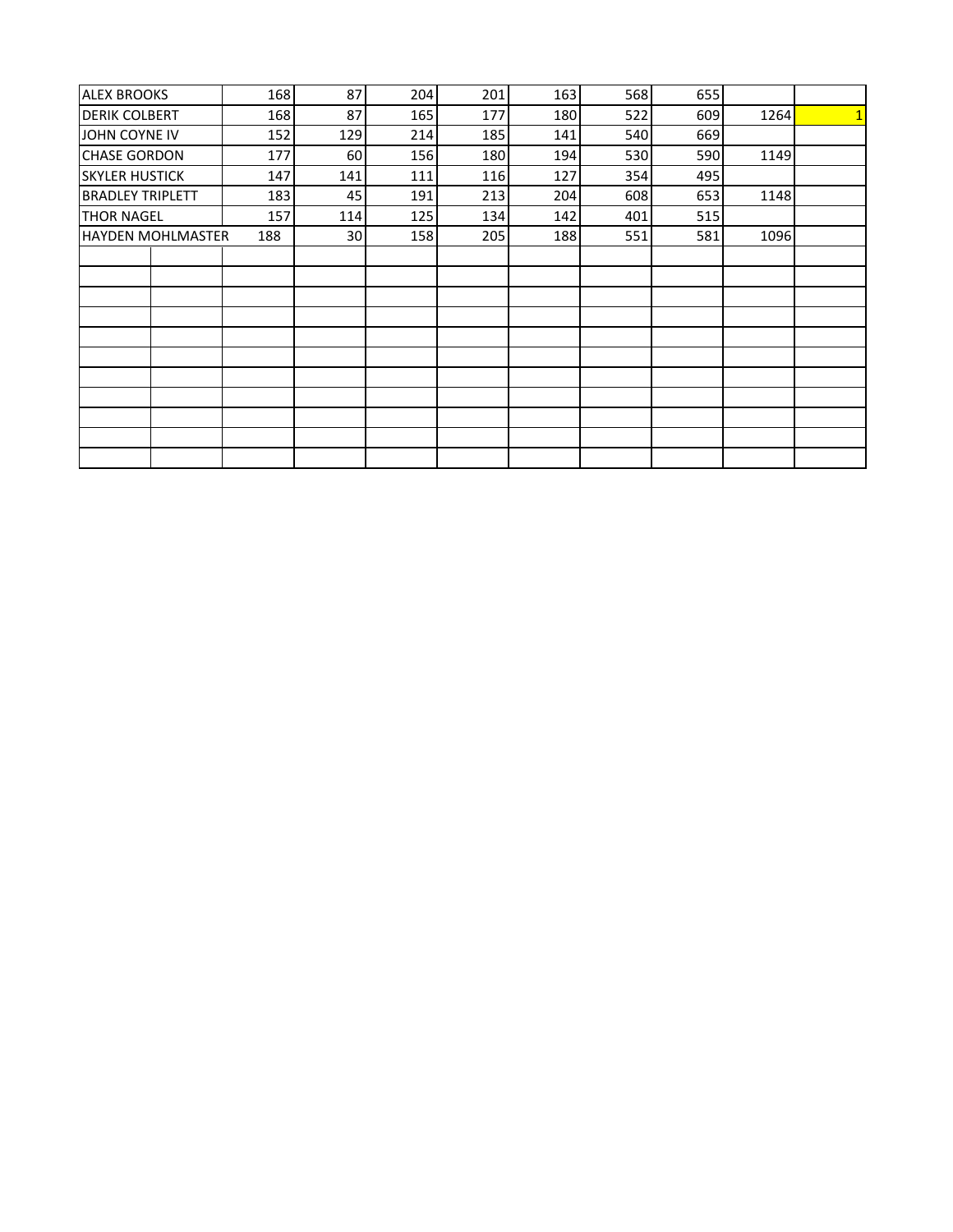| | | | | | | | | | |
|---|---|---|---|---|---|---|---|---|---|
| ALEX BROOKS | 168 | 87 | 204 | 201 | 163 | 568 | 655 | | |
| DERIK COLBERT | 168 | 87 | 165 | 177 | 180 | 522 | 609 | 1264 | 1 |
| JOHN COYNE IV | 152 | 129 | 214 | 185 | 141 | 540 | 669 | | |
| CHASE GORDON | 177 | 60 | 156 | 180 | 194 | 530 | 590 | 1149 | |
| SKYLER HUSTICK | 147 | 141 | 111 | 116 | 127 | 354 | 495 | | |
| BRADLEY TRIPLETT | 183 | 45 | 191 | 213 | 204 | 608 | 653 | 1148 | |
| THOR NAGEL | 157 | 114 | 125 | 134 | 142 | 401 | 515 | | |
| HAYDEN MOHLMASTER | 188 | 30 | 158 | 205 | 188 | 551 | 581 | 1096 | |